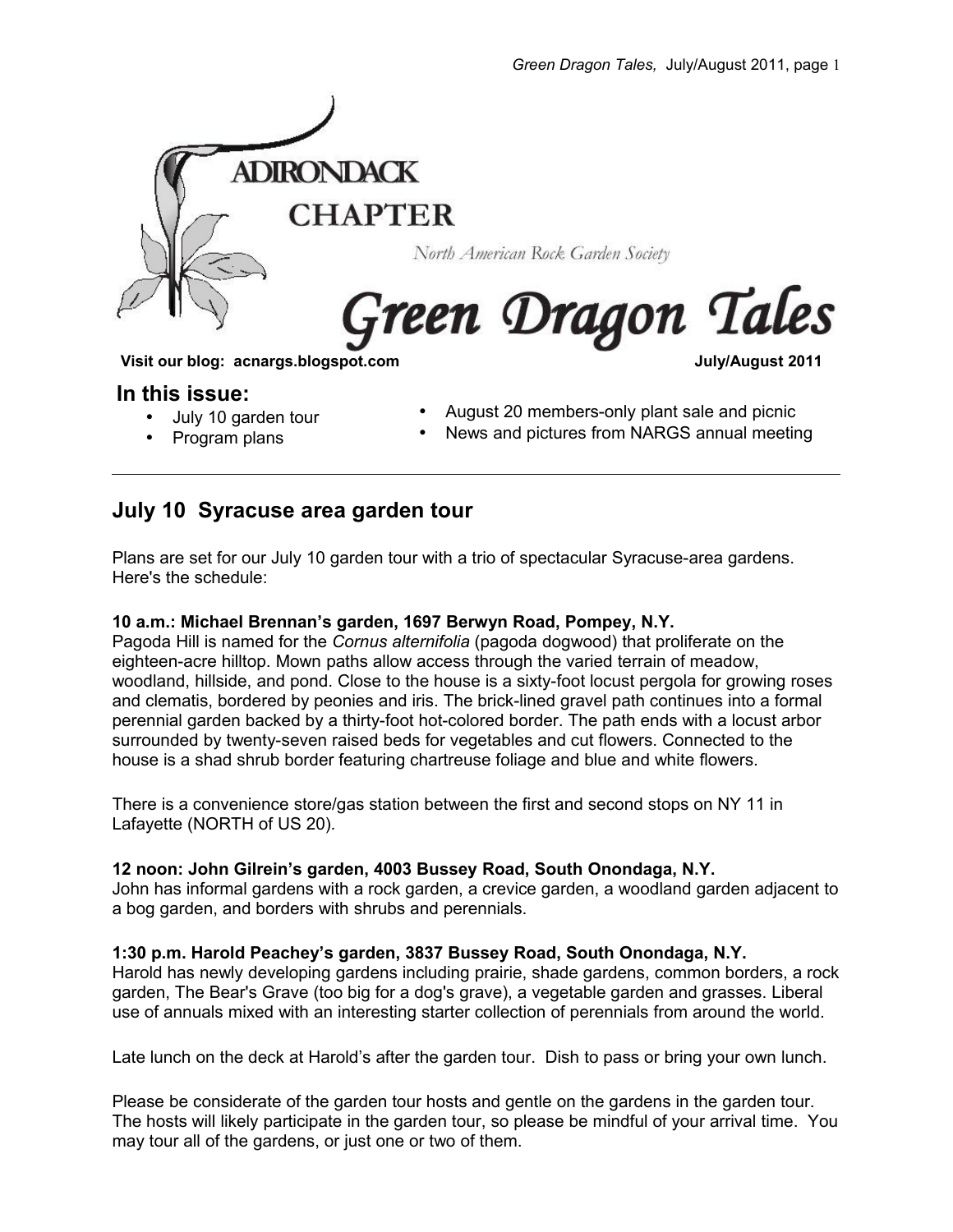# ADIRONDACK CHAPTER

North American Rock Garden Society

# Green Dragon Tales

**Visit our blog: acnargs.blogspot.com** **July/August 2011**

## In this issue:

- July 10 garden tour
- Program plans
- August 20 members-only plant sale and picnic
- News and pictures from NARGS annual meeting

---

## July 10 Syracuse area garden tour

Plans are set for our July 10 garden tour with a trio of spectacular Syracuse-area gardens. Here's the schedule:

**10 a.m.: Michael Brennan's garden, 1697 Berwyn Road, Pompey, N.Y.**
Pagoda Hill is named for the *Cornus alternifolia* (pagoda dogwood) that proliferate on the eighteen-acre hilltop. Mown paths allow access through the varied terrain of meadow, woodland, hillside, and pond. Close to the house is a sixty-foot locust pergola for growing roses and clematis, bordered by peonies and iris. The brick-lined gravel path continues into a formal perennial garden backed by a thirty-foot hot-colored border. The path ends with a locust arbor surrounded by twenty-seven raised beds for vegetables and cut flowers. Connected to the house is a shad shrub border featuring chartreuse foliage and blue and white flowers.

There is a convenience store/gas station between the first and second stops on NY 11 in Lafayette (NORTH of US 20).

**12 noon: John Gilrein's garden, 4003 Bussey Road, South Onondaga, N.Y.**
John has informal gardens with a rock garden, a crevice garden, a woodland garden adjacent to a bog garden, and borders with shrubs and perennials.

**1:30 p.m. Harold Peachey's garden, 3837 Bussey Road, South Onondaga, N.Y.**
Harold has newly developing gardens including prairie, shade gardens, common borders, a rock garden, The Bear's Grave (too big for a dog's grave), a vegetable garden and grasses. Liberal use of annuals mixed with an interesting starter collection of perennials from around the world.

Late lunch on the deck at Harold's after the garden tour. Dish to pass or bring your own lunch.

Please be considerate of the garden tour hosts and gentle on the gardens in the garden tour. The hosts will likely participate in the garden tour, so please be mindful of your arrival time. You may tour all of the gardens, or just one or two of them.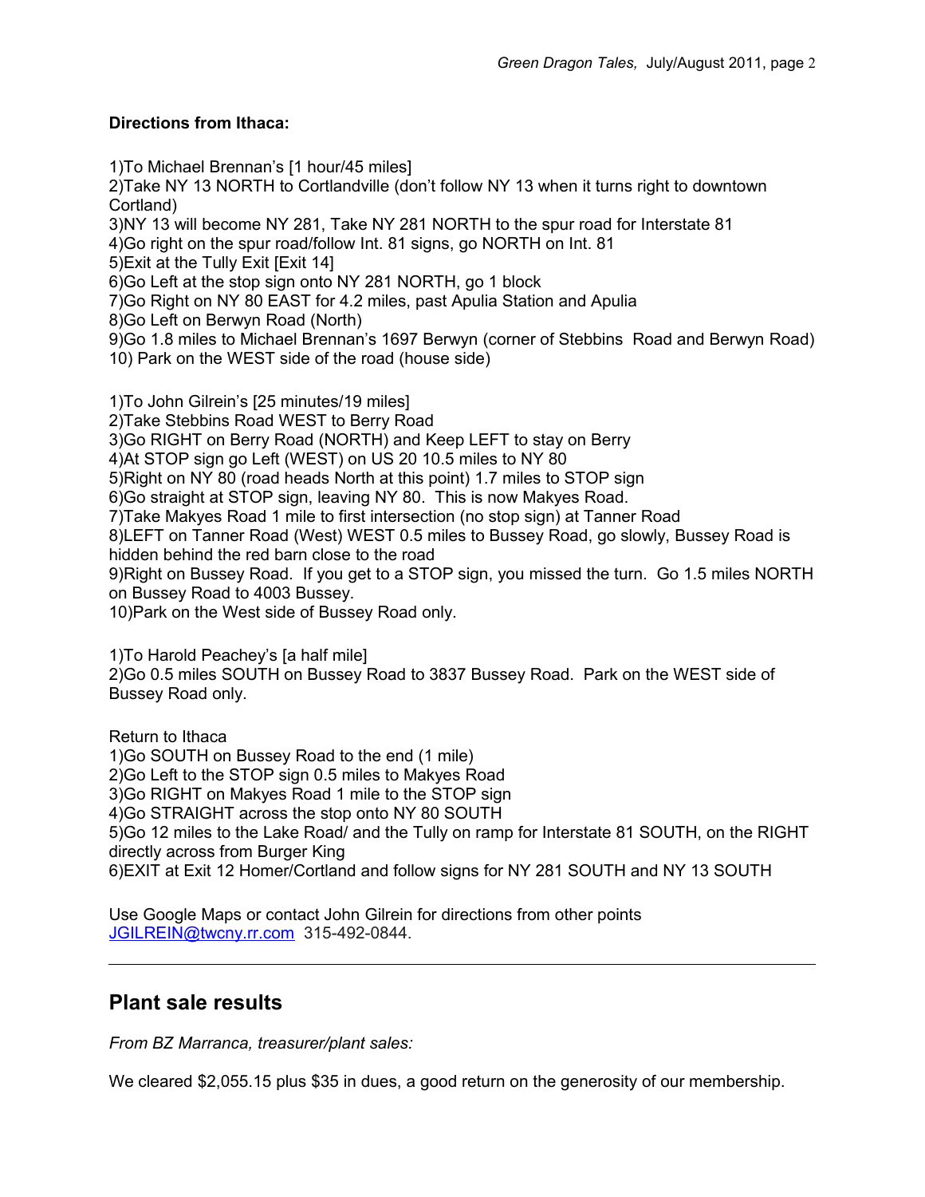**Directions from Ithaca:**

1)To Michael Brennan's [1 hour/45 miles]
2)Take NY 13 NORTH to Cortlandville (don't follow NY 13 when it turns right to downtown Cortland)
3)NY 13 will become NY 281, Take NY 281 NORTH to the spur road for Interstate 81
4)Go right on the spur road/follow Int. 81 signs, go NORTH on Int. 81
5)Exit at the Tully Exit [Exit 14]
6)Go Left at the stop sign onto NY 281 NORTH, go 1 block
7)Go Right on NY 80 EAST for 4.2 miles, past Apulia Station and Apulia
8)Go Left on Berwyn Road (North)
9)Go 1.8 miles to Michael Brennan's 1697 Berwyn (corner of Stebbins Road and Berwyn Road)
10) Park on the WEST side of the road (house side)

1)To John Gilrein's [25 minutes/19 miles]
2)Take Stebbins Road WEST to Berry Road
3)Go RIGHT on Berry Road (NORTH) and Keep LEFT to stay on Berry
4)At STOP sign go Left (WEST) on US 20 10.5 miles to NY 80
5)Right on NY 80 (road heads North at this point) 1.7 miles to STOP sign
6)Go straight at STOP sign, leaving NY 80. This is now Makyes Road.
7)Take Makyes Road 1 mile to first intersection (no stop sign) at Tanner Road
8)LEFT on Tanner Road (West) WEST 0.5 miles to Bussey Road, go slowly, Bussey Road is hidden behind the red barn close to the road
9)Right on Bussey Road. If you get to a STOP sign, you missed the turn. Go 1.5 miles NORTH on Bussey Road to 4003 Bussey.
10)Park on the West side of Bussey Road only.

1)To Harold Peachey's [a half mile]
2)Go 0.5 miles SOUTH on Bussey Road to 3837 Bussey Road. Park on the WEST side of Bussey Road only.

Return to Ithaca
1)Go SOUTH on Bussey Road to the end (1 mile)
2)Go Left to the STOP sign 0.5 miles to Makyes Road
3)Go RIGHT on Makyes Road 1 mile to the STOP sign
4)Go STRAIGHT across the stop onto NY 80 SOUTH
5)Go 12 miles to the Lake Road/ and the Tully on ramp for Interstate 81 SOUTH, on the RIGHT directly across from Burger King
6)EXIT at Exit 12 Homer/Cortland and follow signs for NY 281 SOUTH and NY 13 SOUTH

Use Google Maps or contact John Gilrein for directions from other points
JGILREIN@twcny.rr.com 315-492-0844.

---

## Plant sale results

*From BZ Marranca, treasurer/plant sales:*

We cleared $2,055.15 plus $35 in dues, a good return on the generosity of our membership.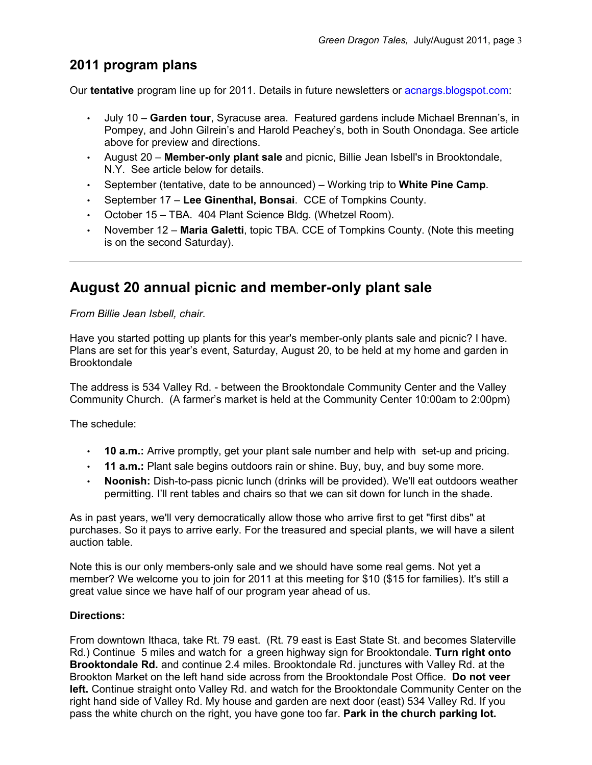## 2011 program plans

Our **tentative** program line up for 2011. Details in future newsletters or acnargs.blogspot.com:

- July 10 – **Garden tour**, Syracuse area. Featured gardens include Michael Brennan's, in Pompey, and John Gilrein's and Harold Peachey's, both in South Onondaga. See article above for preview and directions.
- August 20 – **Member-only plant sale** and picnic, Billie Jean Isbell's in Brooktondale, N.Y. See article below for details.
- September (tentative, date to be announced) – Working trip to **White Pine Camp**.
- September 17 – **Lee Ginenthal, Bonsai**. CCE of Tompkins County.
- October 15 – TBA. 404 Plant Science Bldg. (Whetzel Room).
- November 12 – **Maria Galetti**, topic TBA. CCE of Tompkins County. (Note this meeting is on the second Saturday).

---

## August 20 annual picnic and member-only plant sale

*From Billie Jean Isbell, chair.*

Have you started potting up plants for this year's member-only plants sale and picnic? I have. Plans are set for this year's event, Saturday, August 20, to be held at my home and garden in Brooktondale

The address is 534 Valley Rd. - between the Brooktondale Community Center and the Valley Community Church. (A farmer's market is held at the Community Center 10:00am to 2:00pm)

The schedule:

- **10 a.m.:** Arrive promptly, get your plant sale number and help with set-up and pricing.
- **11 a.m.:** Plant sale begins outdoors rain or shine. Buy, buy, and buy some more.
- **Noonish:** Dish-to-pass picnic lunch (drinks will be provided). We'll eat outdoors weather permitting. I'll rent tables and chairs so that we can sit down for lunch in the shade.

As in past years, we'll very democratically allow those who arrive first to get "first dibs" at purchases. So it pays to arrive early. For the treasured and special plants, we will have a silent auction table.

Note this is our only members-only sale and we should have some real gems. Not yet a member? We welcome you to join for 2011 at this meeting for $10 ($15 for families). It's still a great value since we have half of our program year ahead of us.

**Directions:**

From downtown Ithaca, take Rt. 79 east. (Rt. 79 east is East State St. and becomes Slaterville Rd.) Continue 5 miles and watch for a green highway sign for Brooktondale. **Turn right onto Brooktondale Rd.** and continue 2.4 miles. Brooktondale Rd. junctures with Valley Rd. at the Brookton Market on the left hand side across from the Brooktondale Post Office. **Do not veer left.** Continue straight onto Valley Rd. and watch for the Brooktondale Community Center on the right hand side of Valley Rd. My house and garden are next door (east) 534 Valley Rd. If you pass the white church on the right, you have gone too far. **Park in the church parking lot.**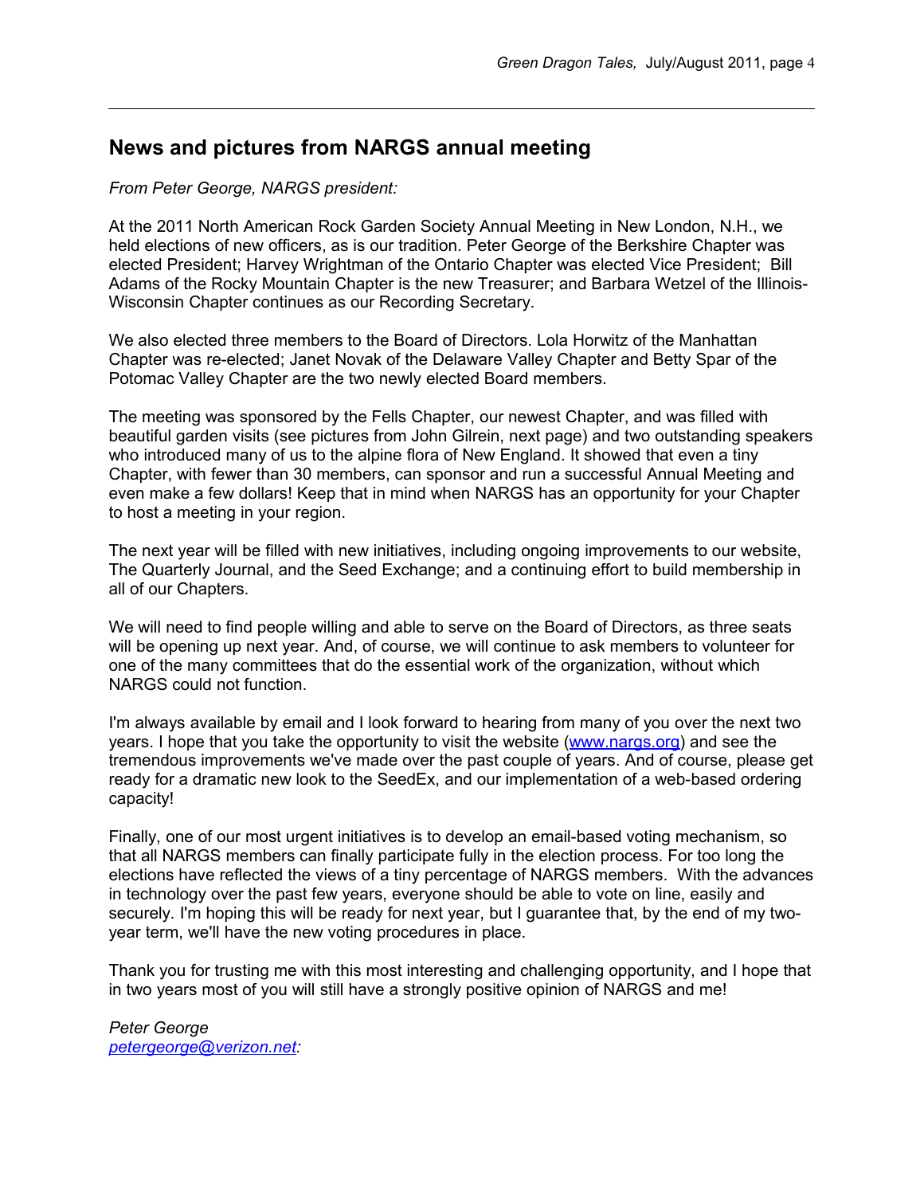## News and pictures from NARGS annual meeting

*From Peter George, NARGS president:*

At the 2011 North American Rock Garden Society Annual Meeting in New London, N.H., we held elections of new officers, as is our tradition. Peter George of the Berkshire Chapter was elected President; Harvey Wrightman of the Ontario Chapter was elected Vice President; Bill Adams of the Rocky Mountain Chapter is the new Treasurer; and Barbara Wetzel of the Illinois-Wisconsin Chapter continues as our Recording Secretary.

We also elected three members to the Board of Directors. Lola Horwitz of the Manhattan Chapter was re-elected; Janet Novak of the Delaware Valley Chapter and Betty Spar of the Potomac Valley Chapter are the two newly elected Board members.

The meeting was sponsored by the Fells Chapter, our newest Chapter, and was filled with beautiful garden visits (see pictures from John Gilrein, next page) and two outstanding speakers who introduced many of us to the alpine flora of New England. It showed that even a tiny Chapter, with fewer than 30 members, can sponsor and run a successful Annual Meeting and even make a few dollars! Keep that in mind when NARGS has an opportunity for your Chapter to host a meeting in your region.

The next year will be filled with new initiatives, including ongoing improvements to our website, The Quarterly Journal, and the Seed Exchange; and a continuing effort to build membership in all of our Chapters.

We will need to find people willing and able to serve on the Board of Directors, as three seats will be opening up next year. And, of course, we will continue to ask members to volunteer for one of the many committees that do the essential work of the organization, without which NARGS could not function.

I'm always available by email and I look forward to hearing from many of you over the next two years. I hope that you take the opportunity to visit the website (www.nargs.org) and see the tremendous improvements we've made over the past couple of years. And of course, please get ready for a dramatic new look to the SeedEx, and our implementation of a web-based ordering capacity!

Finally, one of our most urgent initiatives is to develop an email-based voting mechanism, so that all NARGS members can finally participate fully in the election process. For too long the elections have reflected the views of a tiny percentage of NARGS members. With the advances in technology over the past few years, everyone should be able to vote on line, easily and securely. I'm hoping this will be ready for next year, but I guarantee that, by the end of my two-year term, we'll have the new voting procedures in place.

Thank you for trusting me with this most interesting and challenging opportunity, and I hope that in two years most of you will still have a strongly positive opinion of NARGS and me!

*Peter George*
*petergeorge@verizon.net:*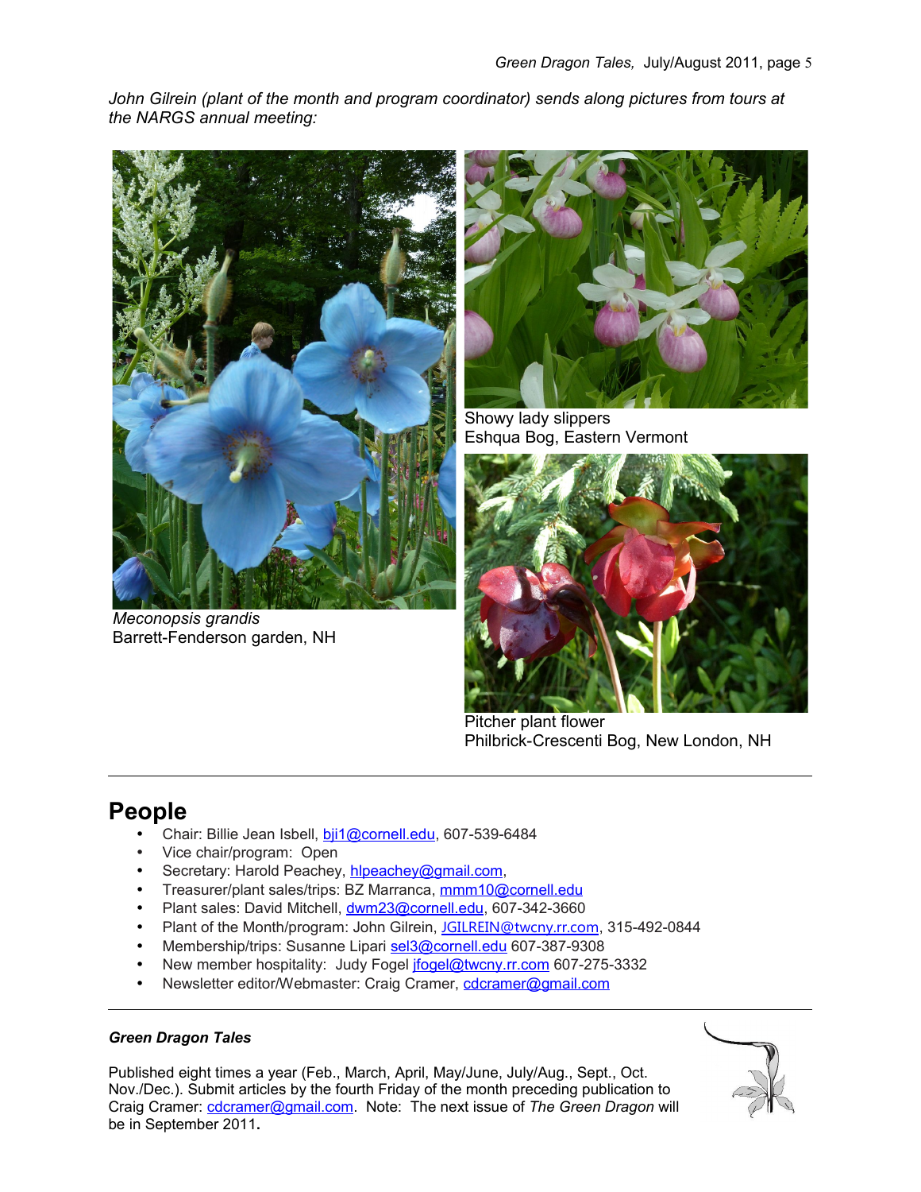*John Gilrein (plant of the month and program coordinator) sends along pictures from tours at the NARGS annual meeting:*

*Meconopsis grandis*
Barrett-Fenderson garden, NH

Showy lady slippers
Eshqua Bog, Eastern Vermont

Pitcher plant flower
Philbrick-Crescenti Bog, New London, NH

---

## People

- Chair: Billie Jean Isbell, bji1@cornell.edu, 607-539-6484
- Vice chair/program: Open
- Secretary: Harold Peachey, hlpeachey@gmail.com,
- Treasurer/plant sales/trips: BZ Marranca, mmm10@cornell.edu
- Plant sales: David Mitchell, dwm23@cornell.edu, 607-342-3660
- Plant of the Month/program: John Gilrein, JGILREIN@twcny.rr.com, 315-492-0844
- Membership/trips: Susanne Lipari sel3@cornell.edu 607-387-9308
- New member hospitality: Judy Fogel jfogel@twcny.rr.com 607-275-3332
- Newsletter editor/Webmaster: Craig Cramer, cdcramer@gmail.com

---

***Green Dragon Tales***

Published eight times a year (Feb., March, April, May/June, July/Aug., Sept., Oct. Nov./Dec.). Submit articles by the fourth Friday of the month preceding publication to Craig Cramer: cdcramer@gmail.com. Note: The next issue of *The Green Dragon* will be in September 2011**.**